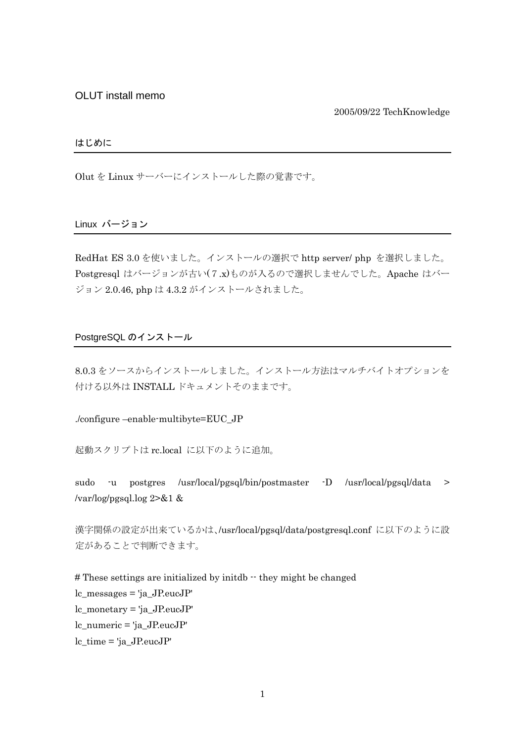# OLUT install memo

2005/09/22 TechKnowledge

## はじめに

Olut を Linux サーバーにインストールした際の覚書です。

## Linux バージョン

RedHat ES 3.0 を使いました。インストールの選択で http server/ php を選択しました。Postgresql はバージョンが古い(7.x)ものが入るので選択しませんでした。Apache はバージョン 2.0.46, php は 4.3.2 がインストールされました。

## PostgreSQL のインストール

8.0.3 をソースからインストールしました。インストール方法はマルチバイトオプションを付ける以外は INSTALL ドキュメントそのままです。

```
./configure –enable-multibyte=EUC_JP
```

起動スクリプトは rc.local に以下のように追加。

```
sudo -u postgres /usr/local/pgsql/bin/postmaster -D /usr/local/pgsql/data > /var/log/pgsql.log 2>&1 &
```

漢字関係の設定が出来ているかは、/usr/local/pgsql/data/postgresql.conf に以下のように設定があることで判断できます。

```
# These settings are initialized by initdb -- they might be changed
lc_messages = 'ja_JP.eucJP'
lc_monetary = 'ja_JP.eucJP'
lc_numeric = 'ja_JP.eucJP'
lc_time = 'ja_JP.eucJP'
```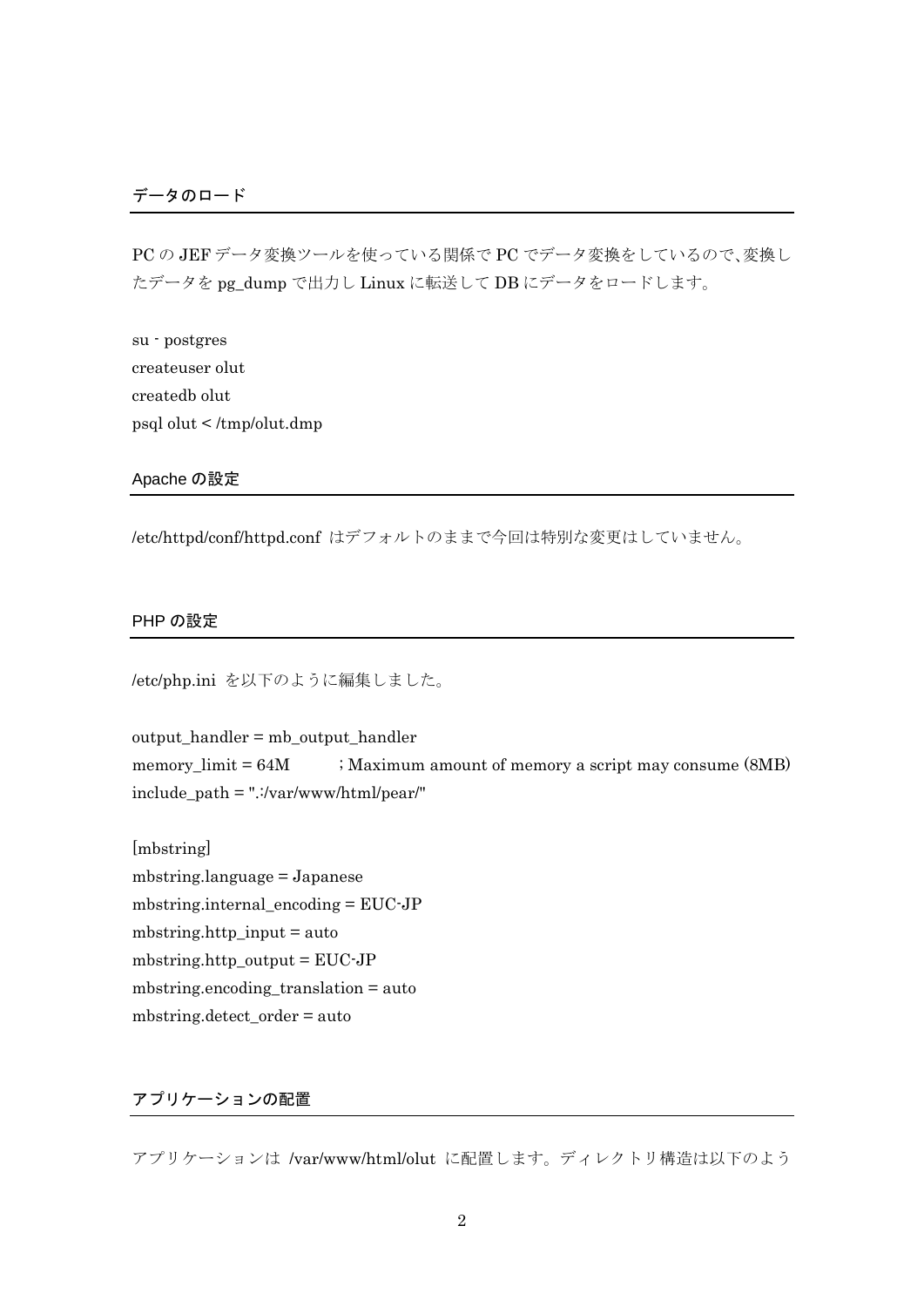## データのロード

PC の JEF データ変換ツールを使っている関係で PC でデータ変換をしているので、変換したデータを pg_dump で出力し Linux に転送して DB にデータをロードします。

```
su - postgres
createuser olut
createdb olut
psql olut < /tmp/olut.dmp
```

## Apache の設定

/etc/httpd/conf/httpd.conf はデフォルトのままで今回は特別な変更はしていません。

## PHP の設定

/etc/php.ini を以下のように編集しました。

```
output_handler = mb_output_handler
memory_limit = 64M        ; Maximum amount of memory a script may consume (8MB)
include_path = ".:/var/www/html/pear/"

[mbstring]
mbstring.language = Japanese
mbstring.internal_encoding = EUC-JP
mbstring.http_input = auto
mbstring.http_output = EUC-JP
mbstring.encoding_translation = auto
mbstring.detect_order = auto
```

## アプリケーションの配置

アプリケーションは /var/www/html/olut に配置します。ディレクトリ構造は以下のよう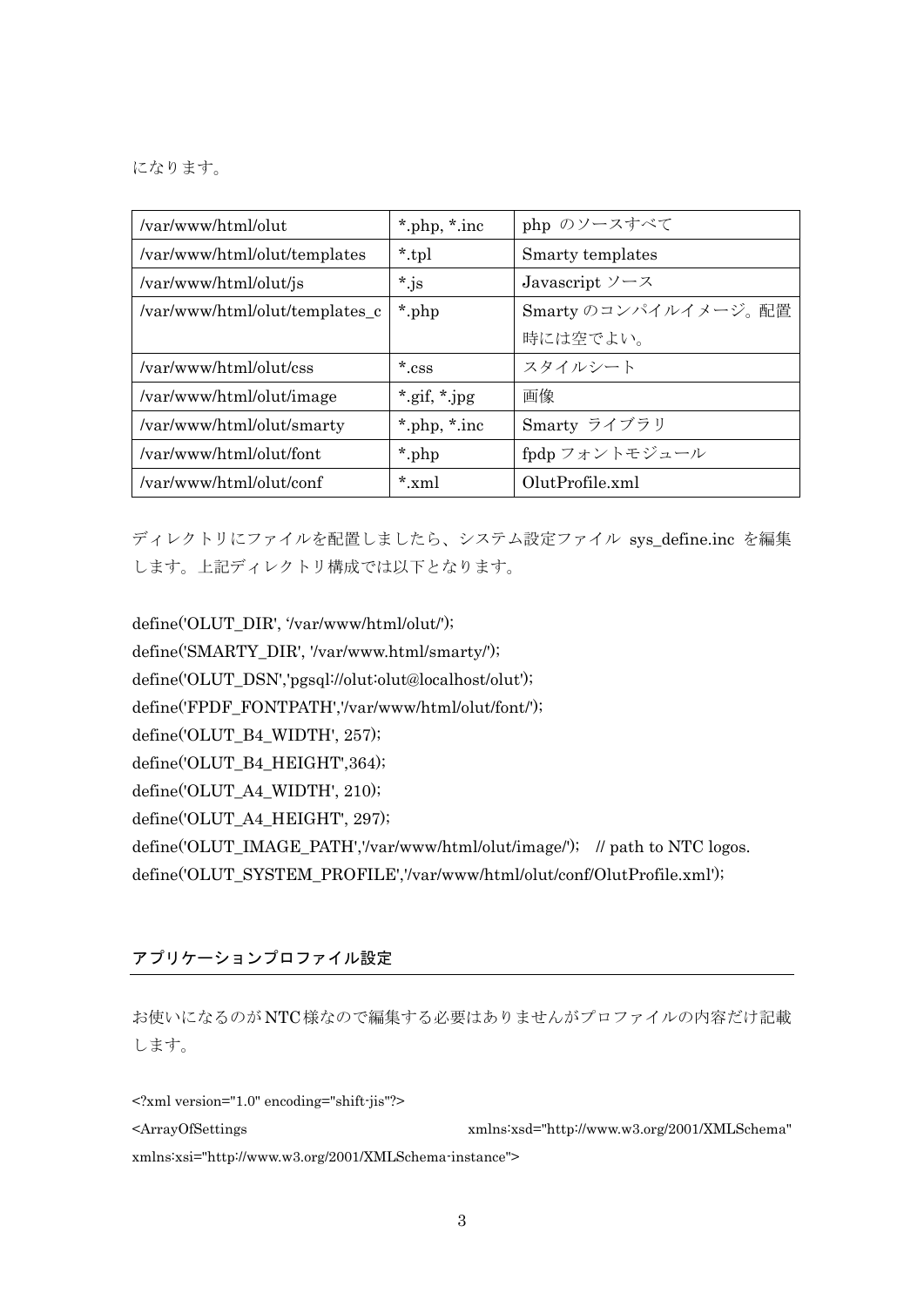になります。

| /var/www/html/olut | *.php, *.inc | php のソースすべて |
|---|---|---|
| /var/www/html/olut/templates | *.tpl | Smarty templates |
| /var/www/html/olut/js | *.js | Javascript ソース |
| /var/www/html/olut/templates_c | *.php | Smarty のコンパイルイメージ。配置時には空でよい。 |
| /var/www/html/olut/css | *.css | スタイルシート |
| /var/www/html/olut/image | *.gif, *.jpg | 画像 |
| /var/www/html/olut/smarty | *.php, *.inc | Smarty ライブラリ |
| /var/www/html/olut/font | *.php | fpdp フォントモジュール |
| /var/www/html/olut/conf | *.xml | OlutProfile.xml |

ディレクトリにファイルを配置しましたら、システム設定ファイル sys_define.inc を編集します。上記ディレクトリ構成では以下となります。

```
define('OLUT_DIR', '/var/www/html/olut/');
define('SMARTY_DIR', '/var/www.html/smarty/');
define('OLUT_DSN','pgsql://olut:olut@localhost/olut');
define('FPDF_FONTPATH','/var/www/html/olut/font/');
define('OLUT_B4_WIDTH', 257);
define('OLUT_B4_HEIGHT',364);
define('OLUT_A4_WIDTH', 210);
define('OLUT_A4_HEIGHT', 297);
define('OLUT_IMAGE_PATH','/var/www/html/olut/image/');   // path to NTC logos.
define('OLUT_SYSTEM_PROFILE','/var/www/html/olut/conf/OlutProfile.xml');
```

## アプリケーションプロファイル設定

お使いになるのがNTC様なので編集する必要はありませんがプロファイルの内容だけ記載します。

```
<?xml version="1.0" encoding="shift-jis"?>
<ArrayOfSettings xmlns:xsd="http://www.w3.org/2001/XMLSchema"
xmlns:xsi="http://www.w3.org/2001/XMLSchema-instance">
```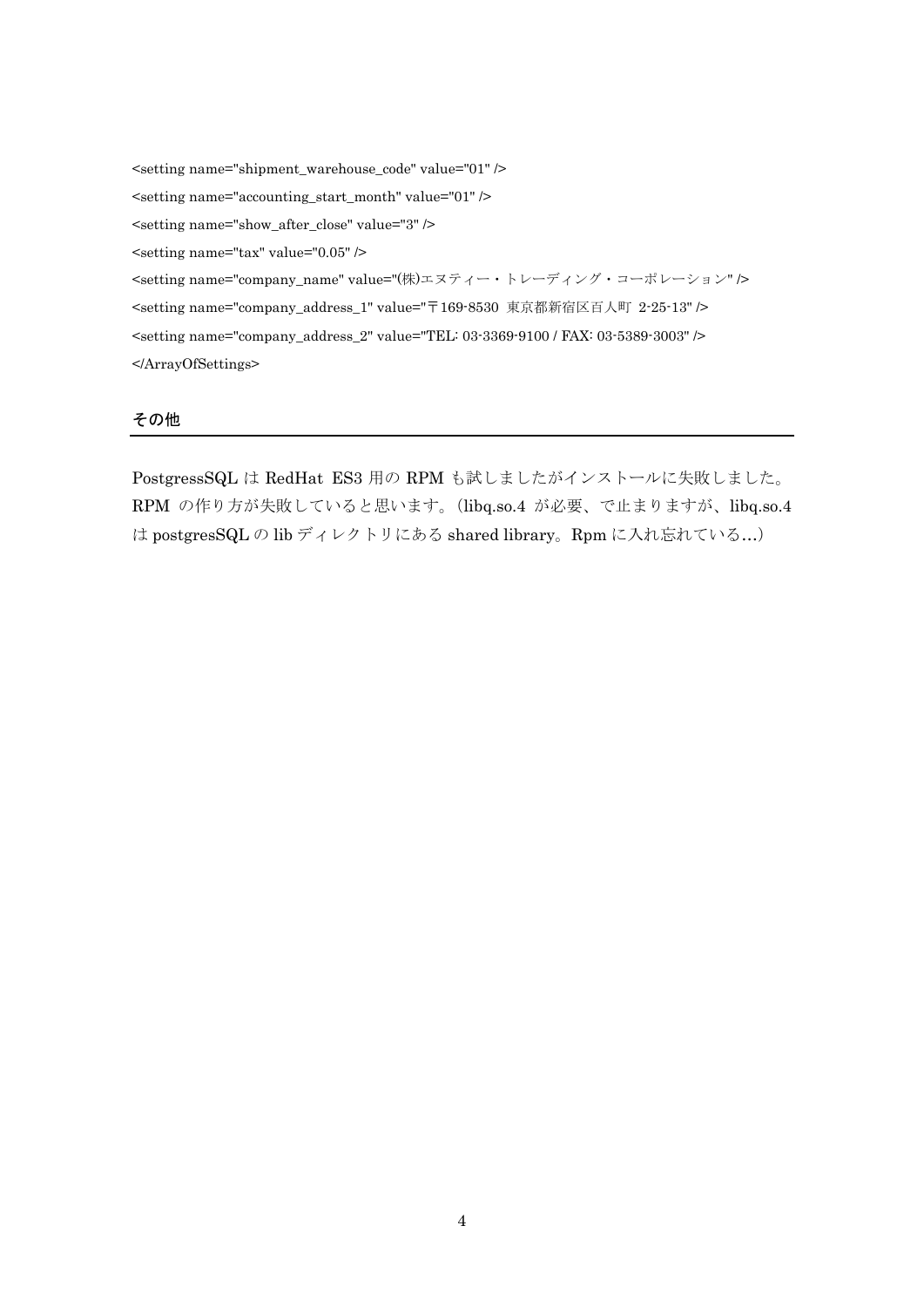```
<setting name="shipment_warehouse_code" value="01" />
<setting name="accounting_start_month" value="01" />
<setting name="show_after_close" value="3" />
<setting name="tax" value="0.05" />
<setting name="company_name" value="(株)エヌティー・トレーディング・コーポレーション" />
<setting name="company_address_1" value="〒169-8530 東京都新宿区百人町 2-25-13" />
<setting name="company_address_2" value="TEL: 03-3369-9100 / FAX: 03-5389-3003" />
</ArrayOfSettings>
```

## その他

PostgressSQL は RedHat ES3 用の RPM も試しましたがインストールに失敗しました。RPM の作り方が失敗していると思います。（libq.so.4 が必要、で止まりますが、libq.so.4 は postgresSQL の lib ディレクトリにある shared library。Rpm に入れ忘れている…）